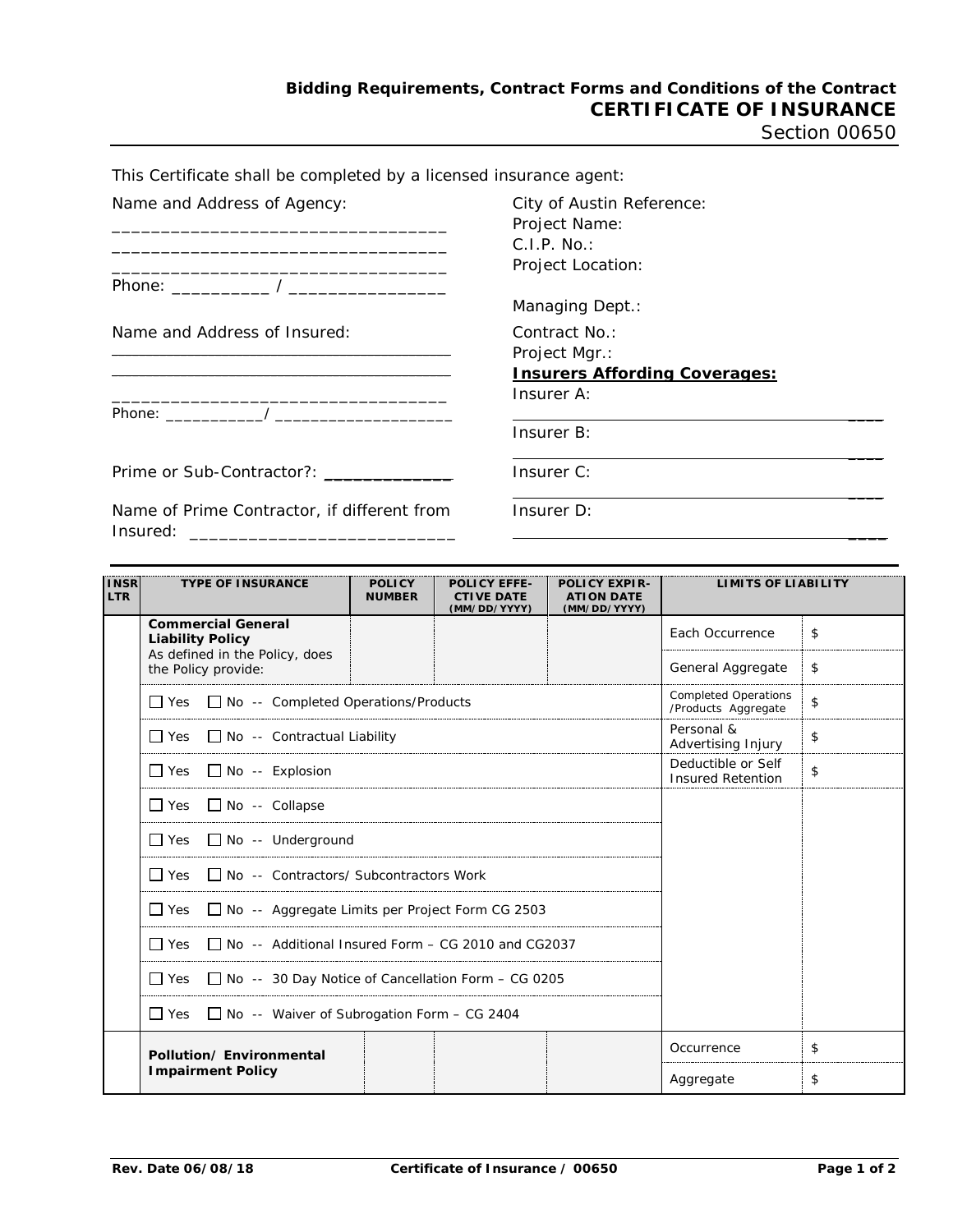**Bidding Requirements, Contract Forms and Conditions of the Contract**

# CERTIFICATE OF INSURANCE

Section 00650

This Certificate shall be completed by a licensed insurance agent:

Name and Address of Agency:

___________________________________
___________________________________
___________________________________
Phone: __________ / ________________

Name and Address of Insured:

___________________________________
___________________________________
___________________________________
Phone: ___________/ ___________________

Prime or Sub-Contractor?: _____________

Name of Prime Contractor, if different from Insured: ___________________________

City of Austin Reference:
Project Name:
C.I.P. No.:
Project Location:

Managing Dept.:
Contract No.:
Project Mgr.:

**Insurers Affording Coverages:**

Insurer A: ____________________________________________

Insurer B: ____________________________________________

Insurer C: ____________________________________________

Insurer D: ____________________________________________

| INSR LTR | TYPE OF INSURANCE | POLICY NUMBER | POLICY EFFE-CTIVE DATE (MM/DD/YYYY) | POLICY EXPIR-ATION DATE (MM/DD/YYYY) | LIMITS OF LIABILITY | |
|---|---|---|---|---|---|---|
| | **Commercial General Liability Policy** As defined in the Policy, does the Policy provide: | | | | Each Occurrence | $ |
| | | | | | General Aggregate | $ |
| | ☐ Yes ☐ No -- Completed Operations/Products | | | | Completed Operations /Products Aggregate | $ |
| | ☐ Yes ☐ No -- Contractual Liability | | | | Personal & Advertising Injury | $ |
| | ☐ Yes ☐ No -- Explosion | | | | Deductible or Self Insured Retention | $ |
| | ☐ Yes ☐ No -- Collapse | | | | | |
| | ☐ Yes ☐ No -- Underground | | | | | |
| | ☐ Yes ☐ No -- Contractors/ Subcontractors Work | | | | | |
| | ☐ Yes ☐ No -- Aggregate Limits per Project Form CG 2503 | | | | | |
| | ☐ Yes ☐ No -- Additional Insured Form – CG 2010 and CG2037 | | | | | |
| | ☐ Yes ☐ No -- 30 Day Notice of Cancellation Form – CG 0205 | | | | | |
| | ☐ Yes ☐ No -- Waiver of Subrogation Form – CG 2404 | | | | | |
| | **Pollution/ Environmental Impairment Policy** | | | | Occurrence | $ |
| | | | | | Aggregate | $ |

Rev. Date 06/08/18 Certificate of Insurance / 00650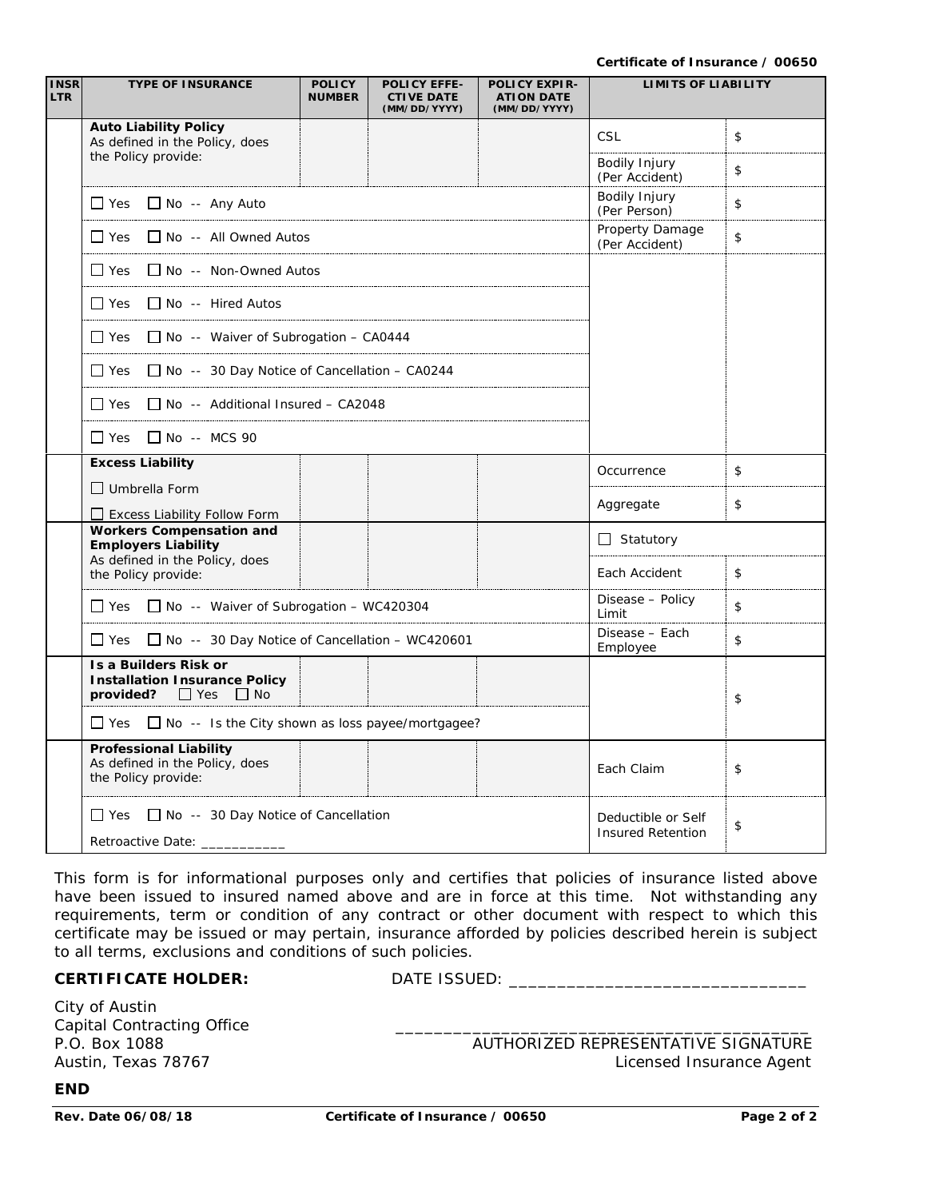| INSR LTR | TYPE OF INSURANCE | POLICY NUMBER | POLICY EFFE-CTIVE DATE (MM/DD/YYYY) | POLICY EXPIR-ATION DATE (MM/DD/YYYY) | LIMITS OF LIABILITY | |
|---|---|---|---|---|---|---|
| | **Auto Liability Policy** As defined in the Policy, does the Policy provide: | | | | CSL | $ |
| | | | | | Bodily Injury (Per Accident) | $ |
| | ☐ Yes ☐ No -- Any Auto | | | | Bodily Injury (Per Person) | $ |
| | ☐ Yes ☐ No -- All Owned Autos | | | | Property Damage (Per Accident) | $ |
| | ☐ Yes ☐ No -- Non-Owned Autos | | | | | |
| | ☐ Yes ☐ No -- Hired Autos | | | | | |
| | ☐ Yes ☐ No -- Waiver of Subrogation – CA0444 | | | | | |
| | ☐ Yes ☐ No -- 30 Day Notice of Cancellation – CA0244 | | | | | |
| | ☐ Yes ☐ No -- Additional Insured – CA2048 | | | | | |
| | ☐ Yes ☐ No -- MCS 90 | | | | | |
| | **Excess Liability** ☐ Umbrella Form ☐ Excess Liability Follow Form | | | | Occurrence | $ |
| | | | | | Aggregate | $ |
| | **Workers Compensation and Employers Liability** As defined in the Policy, does the Policy provide: | | | | ☐ Statutory | |
| | | | | | Each Accident | $ |
| | ☐ Yes ☐ No -- Waiver of Subrogation – WC420304 | | | | Disease – Policy Limit | $ |
| | ☐ Yes ☐ No -- 30 Day Notice of Cancellation – WC420601 | | | | Disease – Each Employee | $ |
| | **Is a Builders Risk or Installation Insurance Policy provided?** ☐ Yes ☐ No | | | | | $ |
| | ☐ Yes ☐ No -- Is the City shown as loss payee/mortgagee? | | | | | |
| | **Professional Liability** As defined in the Policy, does the Policy provide: | | | | Each Claim | $ |
| | ☐ Yes ☐ No -- 30 Day Notice of Cancellation Retroactive Date: ___________ | | | | Deductible or Self Insured Retention | $ |

This form is for informational purposes only and certifies that policies of insurance listed above have been issued to insured named above and are in force at this time. Not withstanding any requirements, term or condition of any contract or other document with respect to which this certificate may be issued or may pertain, insurance afforded by policies described herein is subject to all terms, exclusions and conditions of such policies.

**CERTIFICATE HOLDER:**

DATE ISSUED: ______________________________

City of Austin
Capital Contracting Office
P.O. Box 1088
Austin, Texas 78767

___________________________________________
AUTHORIZED REPRESENTATIVE SIGNATURE
Licensed Insurance Agent

**END**